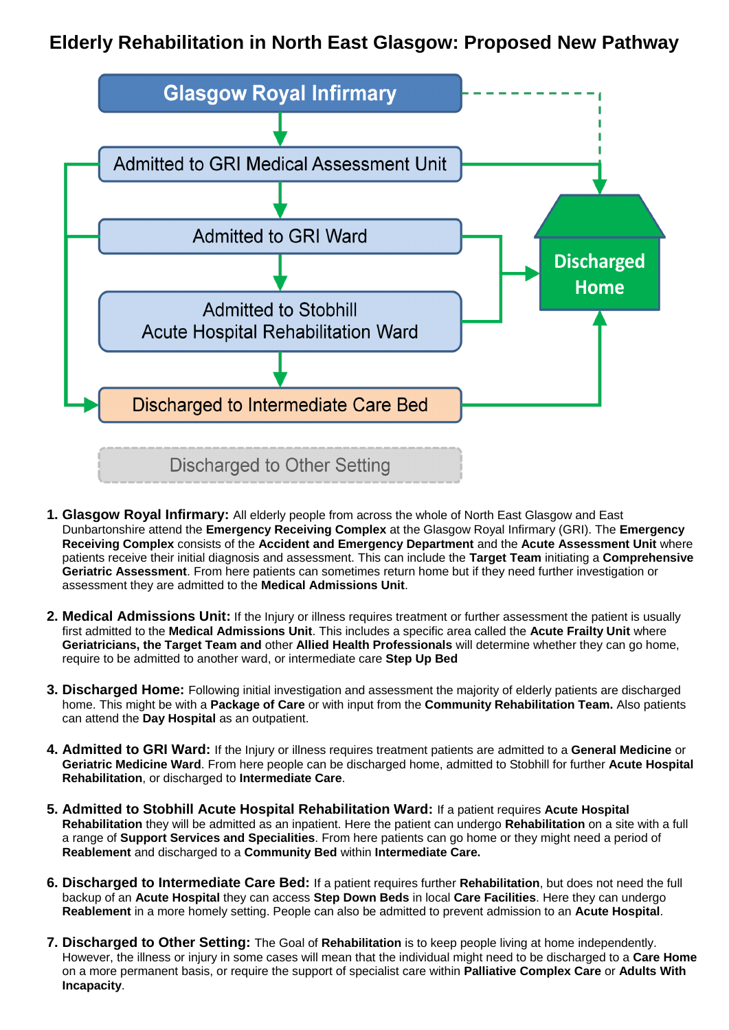# Elderly Rehabilitation in North East Glasgow: Proposed New Pathway

Glasgow Royal Infirmary

Admitted to GRI Medical Assessment Unit

Admitted to GRI Ward

Admitted to Stobhill Acute Hospital Rehabilitation Ward

Discharged to Intermediate Care Bed

Discharged to Other Setting

Discharged Home

1. **Glasgow Royal Infirmary:** All elderly people from across the whole of North East Glasgow and East Dunbartonshire attend the **Emergency Receiving Complex** at the Glasgow Royal Infirmary (GRI). The **Emergency Receiving Complex** consists of the **Accident and Emergency Department** and the **Acute Assessment Unit** where patients receive their initial diagnosis and assessment. This can include the **Target Team** initiating a **Comprehensive Geriatric Assessment**. From here patients can sometimes return home but if they need further investigation or assessment they are admitted to the **Medical Admissions Unit**.

2. **Medical Admissions Unit:** If the Injury or illness requires treatment or further assessment the patient is usually first admitted to the **Medical Admissions Unit**. This includes a specific area called the **Acute Frailty Unit** where **Geriatricians, the Target Team and** other **Allied Health Professionals** will determine whether they can go home, require to be admitted to another ward, or intermediate care **Step Up Bed**

3. **Discharged Home:** Following initial investigation and assessment the majority of elderly patients are discharged home. This might be with a **Package of Care** or with input from the **Community Rehabilitation Team.** Also patients can attend the **Day Hospital** as an outpatient.

4. **Admitted to GRI Ward:** If the Injury or illness requires treatment patients are admitted to a **General Medicine** or **Geriatric Medicine Ward**. From here people can be discharged home, admitted to Stobhill for further **Acute Hospital Rehabilitation**, or discharged to **Intermediate Care**.

5. **Admitted to Stobhill Acute Hospital Rehabilitation Ward:** If a patient requires **Acute Hospital Rehabilitation** they will be admitted as an inpatient. Here the patient can undergo **Rehabilitation** on a site with a full a range of **Support Services and Specialities**. From here patients can go home or they might need a period of **Reablement** and discharged to a **Community Bed** within **Intermediate Care.**

6. **Discharged to Intermediate Care Bed:** If a patient requires further **Rehabilitation**, but does not need the full backup of an **Acute Hospital** they can access **Step Down Beds** in local **Care Facilities**. Here they can undergo **Reablement** in a more homely setting. People can also be admitted to prevent admission to an **Acute Hospital**.

7. **Discharged to Other Setting:** The Goal of **Rehabilitation** is to keep people living at home independently. However, the illness or injury in some cases will mean that the individual might need to be discharged to a **Care Home** on a more permanent basis, or require the support of specialist care within **Palliative Complex Care** or **Adults With Incapacity**.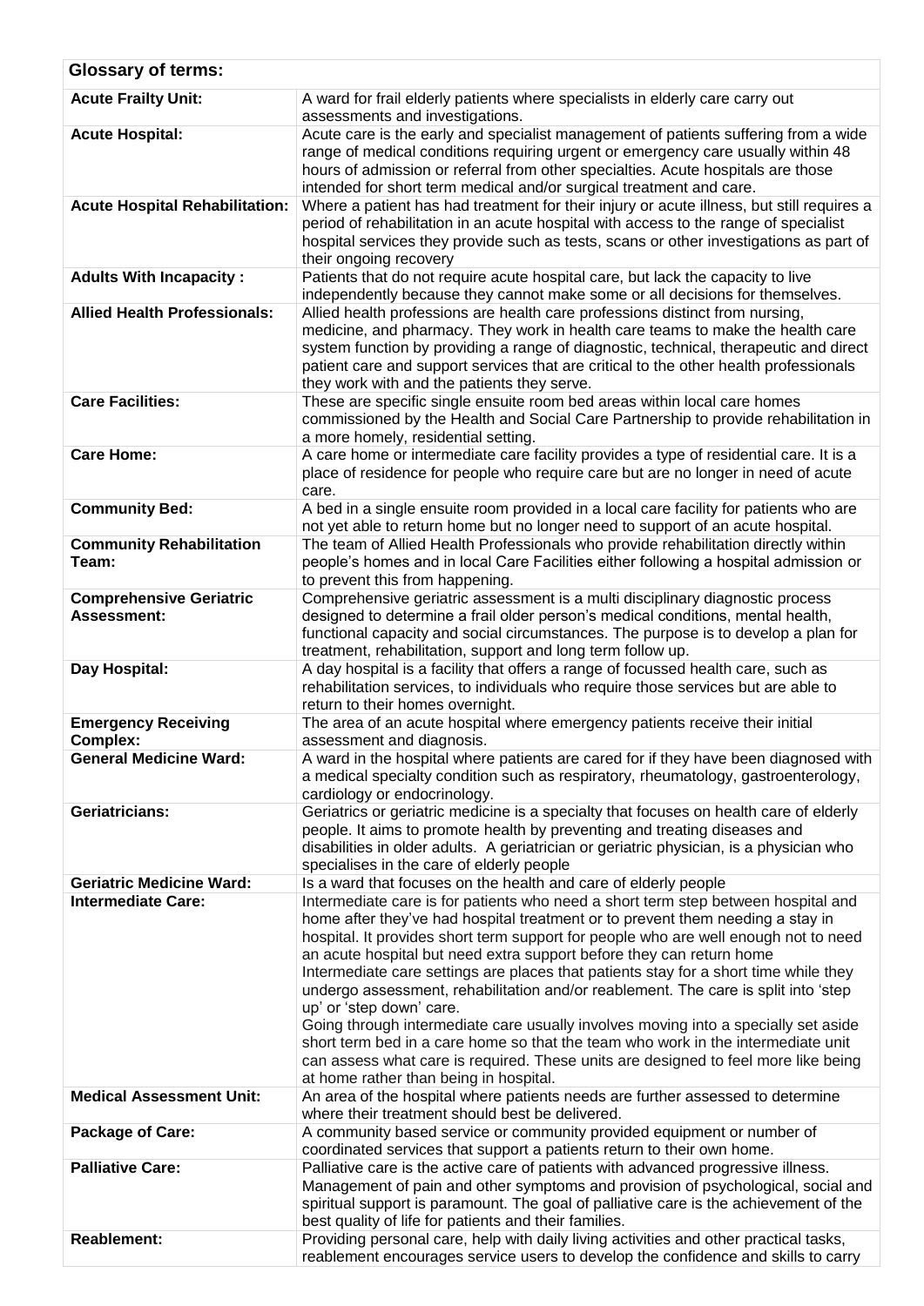| Glossary of terms: | |
|---|---|
| **Acute Frailty Unit:** | A ward for frail elderly patients where specialists in elderly care carry out assessments and investigations. |
| **Acute Hospital:** | Acute care is the early and specialist management of patients suffering from a wide range of medical conditions requiring urgent or emergency care usually within 48 hours of admission or referral from other specialties. Acute hospitals are those intended for short term medical and/or surgical treatment and care. |
| **Acute Hospital Rehabilitation:** | Where a patient has had treatment for their injury or acute illness, but still requires a period of rehabilitation in an acute hospital with access to the range of specialist hospital services they provide such as tests, scans or other investigations as part of their ongoing recovery |
| **Adults With Incapacity :** | Patients that do not require acute hospital care, but lack the capacity to live independently because they cannot make some or all decisions for themselves. |
| **Allied Health Professionals:** | Allied health professions are health care professions distinct from nursing, medicine, and pharmacy. They work in health care teams to make the health care system function by providing a range of diagnostic, technical, therapeutic and direct patient care and support services that are critical to the other health professionals they work with and the patients they serve. |
| **Care Facilities:** | These are specific single ensuite room bed areas within local care homes commissioned by the Health and Social Care Partnership to provide rehabilitation in a more homely, residential setting. |
| **Care Home:** | A care home or intermediate care facility provides a type of residential care. It is a place of residence for people who require care but are no longer in need of acute care. |
| **Community Bed:** | A bed in a single ensuite room provided in a local care facility for patients who are not yet able to return home but no longer need to support of an acute hospital. |
| **Community Rehabilitation Team:** | The team of Allied Health Professionals who provide rehabilitation directly within people's homes and in local Care Facilities either following a hospital admission or to prevent this from happening. |
| **Comprehensive Geriatric Assessment:** | Comprehensive geriatric assessment is a multi disciplinary diagnostic process designed to determine a frail older person's medical conditions, mental health, functional capacity and social circumstances. The purpose is to develop a plan for treatment, rehabilitation, support and long term follow up. |
| **Day Hospital:** | A day hospital is a facility that offers a range of focussed health care, such as rehabilitation services, to individuals who require those services but are able to return to their homes overnight. |
| **Emergency Receiving Complex:** | The area of an acute hospital where emergency patients receive their initial assessment and diagnosis. |
| **General Medicine Ward:** | A ward in the hospital where patients are cared for if they have been diagnosed with a medical specialty condition such as respiratory, rheumatology, gastroenterology, cardiology or endocrinology. |
| **Geriatricians:** | Geriatrics or geriatric medicine is a specialty that focuses on health care of elderly people. It aims to promote health by preventing and treating diseases and disabilities in older adults. A geriatrician or geriatric physician, is a physician who specialises in the care of elderly people |
| **Geriatric Medicine Ward:** | Is a ward that focuses on the health and care of elderly people |
| **Intermediate Care:** | Intermediate care is for patients who need a short term step between hospital and home after they've had hospital treatment or to prevent them needing a stay in hospital. It provides short term support for people who are well enough not to need an acute hospital but need extra support before they can return home<br>Intermediate care settings are places that patients stay for a short time while they undergo assessment, rehabilitation and/or reablement. The care is split into 'step up' or 'step down' care.<br>Going through intermediate care usually involves moving into a specially set aside short term bed in a care home so that the team who work in the intermediate unit can assess what care is required. These units are designed to feel more like being at home rather than being in hospital. |
| **Medical Assessment Unit:** | An area of the hospital where patients needs are further assessed to determine where their treatment should best be delivered. |
| **Package of Care:** | A community based service or community provided equipment or number of coordinated services that support a patients return to their own home. |
| **Palliative Care:** | Palliative care is the active care of patients with advanced progressive illness. Management of pain and other symptoms and provision of psychological, social and spiritual support is paramount. The goal of palliative care is the achievement of the best quality of life for patients and their families. |
| **Reablement:** | Providing personal care, help with daily living activities and other practical tasks, reablement encourages service users to develop the confidence and skills to carry |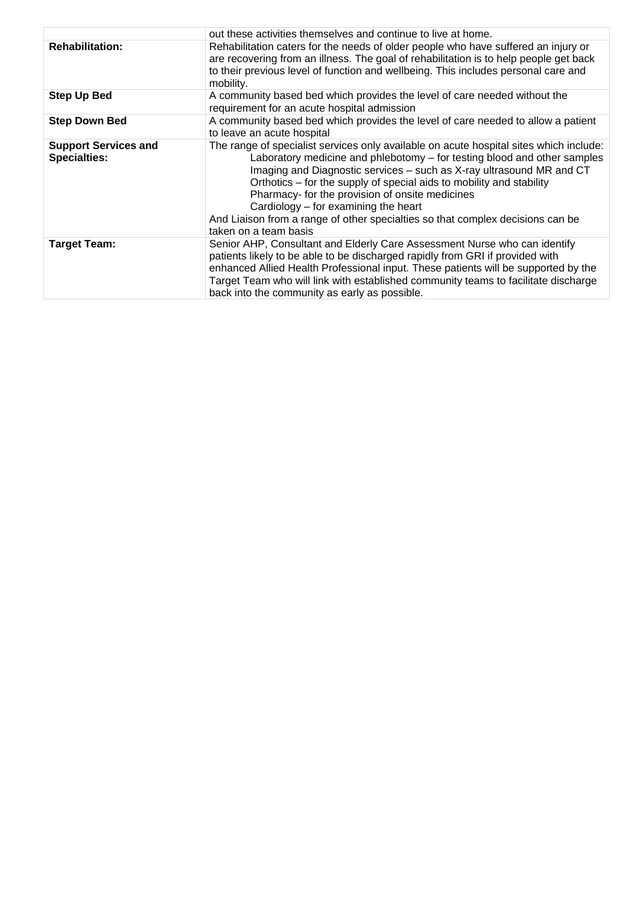| | |
|---|---|
| | out these activities themselves and continue to live at home. |
| **Rehabilitation:** | Rehabilitation caters for the needs of older people who have suffered an injury or are recovering from an illness. The goal of rehabilitation is to help people get back to their previous level of function and wellbeing. This includes personal care and mobility. |
| **Step Up Bed** | A community based bed which provides the level of care needed without the requirement for an acute hospital admission |
| **Step Down Bed** | A community based bed which provides the level of care needed to allow a patient to leave an acute hospital |
| **Support Services and Specialties:** | The range of specialist services only available on acute hospital sites which include:<br>Laboratory medicine and phlebotomy – for testing blood and other samples<br>Imaging and Diagnostic services – such as X-ray ultrasound MR and CT<br>Orthotics – for the supply of special aids to mobility and stability<br>Pharmacy- for the provision of onsite medicines<br>Cardiology – for examining the heart<br>And Liaison from a range of other specialties so that complex decisions can be taken on a team basis |
| **Target Team:** | Senior AHP, Consultant and Elderly Care Assessment Nurse who can identify patients likely to be able to be discharged rapidly from GRI if provided with enhanced Allied Health Professional input. These patients will be supported by the Target Team who will link with established community teams to facilitate discharge back into the community as early as possible. |